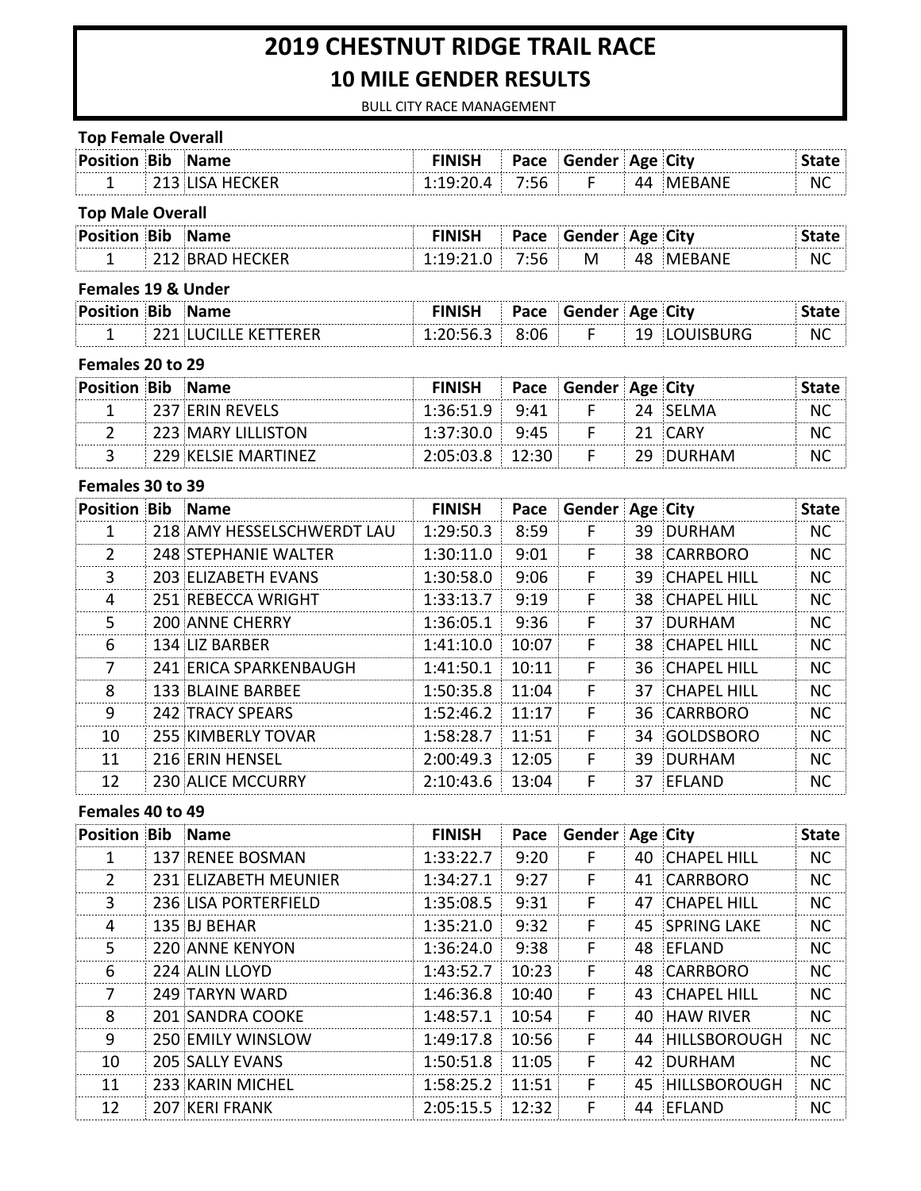# 2019 CHESTNUT RIDGE TRAIL RACE

## 10 MILE GENDER RESULTS

BULL CITY RACE MANAGEMENT

### Top Female Overall

| Position | Bib | Name | FINISH | Pace | Gender | Age | City | State |
|---|---|---|---|---|---|---|---|---|
| 1 | 213 | LISA HECKER | 1:19:20.4 | 7:56 | F | 44 | MEBANE | NC |

### Top Male Overall

| Position | Bib | Name | FINISH | Pace | Gender | Age | City | State |
|---|---|---|---|---|---|---|---|---|
| 1 | 212 | BRAD HECKER | 1:19:21.0 | 7:56 | M | 48 | MEBANE | NC |

### Females 19 & Under

| Position | Bib | Name | FINISH | Pace | Gender | Age | City | State |
|---|---|---|---|---|---|---|---|---|
| 1 | 221 | LUCILLE KETTERER | 1:20:56.3 | 8:06 | F | 19 | LOUISBURG | NC |

### Females 20 to 29

| Position | Bib | Name | FINISH | Pace | Gender | Age | City | State |
|---|---|---|---|---|---|---|---|---|
| 1 | 237 | ERIN REVELS | 1:36:51.9 | 9:41 | F | 24 | SELMA | NC |
| 2 | 223 | MARY LILLISTON | 1:37:30.0 | 9:45 | F | 21 | CARY | NC |
| 3 | 229 | KELSIE MARTINEZ | 2:05:03.8 | 12:30 | F | 29 | DURHAM | NC |

### Females 30 to 39

| Position | Bib | Name | FINISH | Pace | Gender | Age | City | State |
|---|---|---|---|---|---|---|---|---|
| 1 | 218 | AMY HESSELSCHWERDT LAU | 1:29:50.3 | 8:59 | F | 39 | DURHAM | NC |
| 2 | 248 | STEPHANIE WALTER | 1:30:11.0 | 9:01 | F | 38 | CARRBORO | NC |
| 3 | 203 | ELIZABETH EVANS | 1:30:58.0 | 9:06 | F | 39 | CHAPEL HILL | NC |
| 4 | 251 | REBECCA WRIGHT | 1:33:13.7 | 9:19 | F | 38 | CHAPEL HILL | NC |
| 5 | 200 | ANNE CHERRY | 1:36:05.1 | 9:36 | F | 37 | DURHAM | NC |
| 6 | 134 | LIZ BARBER | 1:41:10.0 | 10:07 | F | 38 | CHAPEL HILL | NC |
| 7 | 241 | ERICA SPARKENBAUGH | 1:41:50.1 | 10:11 | F | 36 | CHAPEL HILL | NC |
| 8 | 133 | BLAINE BARBEE | 1:50:35.8 | 11:04 | F | 37 | CHAPEL HILL | NC |
| 9 | 242 | TRACY SPEARS | 1:52:46.2 | 11:17 | F | 36 | CARRBORO | NC |
| 10 | 255 | KIMBERLY TOVAR | 1:58:28.7 | 11:51 | F | 34 | GOLDSBORO | NC |
| 11 | 216 | ERIN HENSEL | 2:00:49.3 | 12:05 | F | 39 | DURHAM | NC |
| 12 | 230 | ALICE MCCURRY | 2:10:43.6 | 13:04 | F | 37 | EFLAND | NC |

### Females 40 to 49

| Position | Bib | Name | FINISH | Pace | Gender | Age | City | State |
|---|---|---|---|---|---|---|---|---|
| 1 | 137 | RENEE BOSMAN | 1:33:22.7 | 9:20 | F | 40 | CHAPEL HILL | NC |
| 2 | 231 | ELIZABETH MEUNIER | 1:34:27.1 | 9:27 | F | 41 | CARRBORO | NC |
| 3 | 236 | LISA PORTERFIELD | 1:35:08.5 | 9:31 | F | 47 | CHAPEL HILL | NC |
| 4 | 135 | BJ BEHAR | 1:35:21.0 | 9:32 | F | 45 | SPRING LAKE | NC |
| 5 | 220 | ANNE KENYON | 1:36:24.0 | 9:38 | F | 48 | EFLAND | NC |
| 6 | 224 | ALIN LLOYD | 1:43:52.7 | 10:23 | F | 48 | CARRBORO | NC |
| 7 | 249 | TARYN WARD | 1:46:36.8 | 10:40 | F | 43 | CHAPEL HILL | NC |
| 8 | 201 | SANDRA COOKE | 1:48:57.1 | 10:54 | F | 40 | HAW RIVER | NC |
| 9 | 250 | EMILY WINSLOW | 1:49:17.8 | 10:56 | F | 44 | HILLSBOROUGH | NC |
| 10 | 205 | SALLY EVANS | 1:50:51.8 | 11:05 | F | 42 | DURHAM | NC |
| 11 | 233 | KARIN MICHEL | 1:58:25.2 | 11:51 | F | 45 | HILLSBOROUGH | NC |
| 12 | 207 | KERI FRANK | 2:05:15.5 | 12:32 | F | 44 | EFLAND | NC |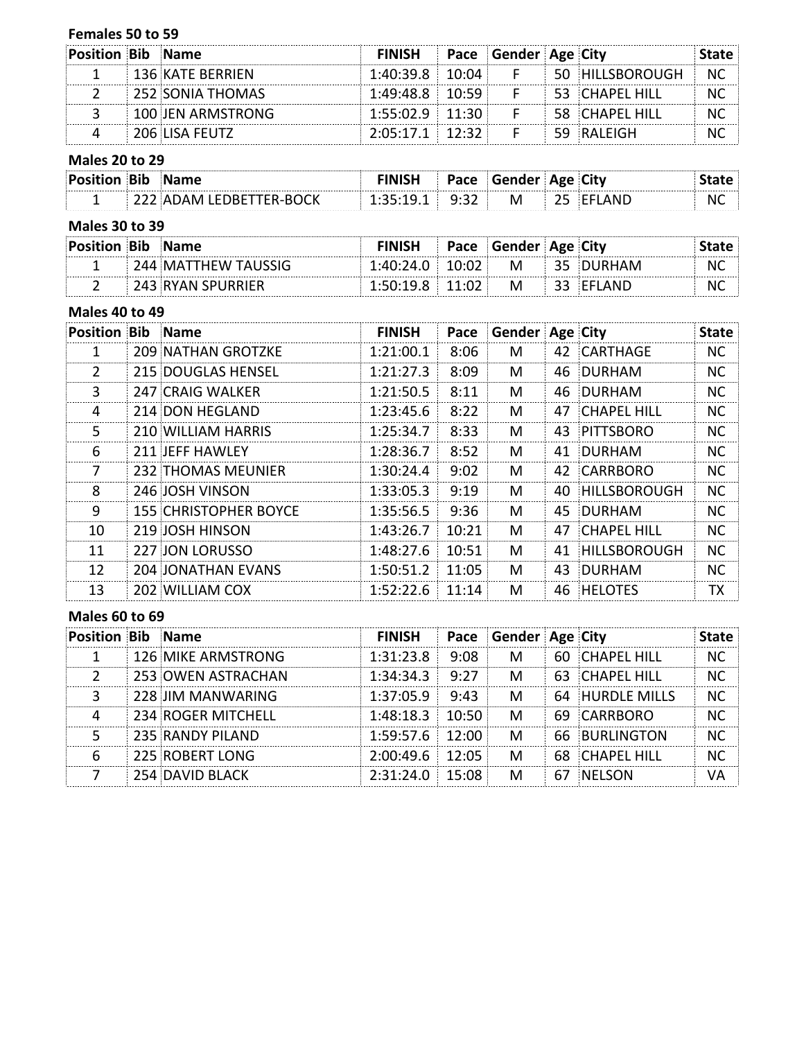**Females 50 to 59**

| Position | Bib | Name | FINISH | Pace | Gender | Age | City | State |
|---|---|---|---|---|---|---|---|---|
| 1 | 136 | KATE BERRIEN | 1:40:39.8 | 10:04 | F | 50 | HILLSBOROUGH | NC |
| 2 | 252 | SONIA THOMAS | 1:49:48.8 | 10:59 | F | 53 | CHAPEL HILL | NC |
| 3 | 100 | JEN ARMSTRONG | 1:55:02.9 | 11:30 | F | 58 | CHAPEL HILL | NC |
| 4 | 206 | LISA FEUTZ | 2:05:17.1 | 12:32 | F | 59 | RALEIGH | NC |

**Males 20 to 29**

| Position | Bib | Name | FINISH | Pace | Gender | Age | City | State |
|---|---|---|---|---|---|---|---|---|
| 1 | 222 | ADAM LEDBETTER-BOCK | 1:35:19.1 | 9:32 | M | 25 | EFLAND | NC |

**Males 30 to 39**

| Position | Bib | Name | FINISH | Pace | Gender | Age | City | State |
|---|---|---|---|---|---|---|---|---|
| 1 | 244 | MATTHEW TAUSSIG | 1:40:24.0 | 10:02 | M | 35 | DURHAM | NC |
| 2 | 243 | RYAN SPURRIER | 1:50:19.8 | 11:02 | M | 33 | EFLAND | NC |

**Males 40 to 49**

| Position | Bib | Name | FINISH | Pace | Gender | Age | City | State |
|---|---|---|---|---|---|---|---|---|
| 1 | 209 | NATHAN GROTZKE | 1:21:00.1 | 8:06 | M | 42 | CARTHAGE | NC |
| 2 | 215 | DOUGLAS HENSEL | 1:21:27.3 | 8:09 | M | 46 | DURHAM | NC |
| 3 | 247 | CRAIG WALKER | 1:21:50.5 | 8:11 | M | 46 | DURHAM | NC |
| 4 | 214 | DON HEGLAND | 1:23:45.6 | 8:22 | M | 47 | CHAPEL HILL | NC |
| 5 | 210 | WILLIAM HARRIS | 1:25:34.7 | 8:33 | M | 43 | PITTSBORO | NC |
| 6 | 211 | JEFF HAWLEY | 1:28:36.7 | 8:52 | M | 41 | DURHAM | NC |
| 7 | 232 | THOMAS MEUNIER | 1:30:24.4 | 9:02 | M | 42 | CARRBORO | NC |
| 8 | 246 | JOSH VINSON | 1:33:05.3 | 9:19 | M | 40 | HILLSBOROUGH | NC |
| 9 | 155 | CHRISTOPHER BOYCE | 1:35:56.5 | 9:36 | M | 45 | DURHAM | NC |
| 10 | 219 | JOSH HINSON | 1:43:26.7 | 10:21 | M | 47 | CHAPEL HILL | NC |
| 11 | 227 | JON LORUSSO | 1:48:27.6 | 10:51 | M | 41 | HILLSBOROUGH | NC |
| 12 | 204 | JONATHAN EVANS | 1:50:51.2 | 11:05 | M | 43 | DURHAM | NC |
| 13 | 202 | WILLIAM COX | 1:52:22.6 | 11:14 | M | 46 | HELOTES | TX |

**Males 60 to 69**

| Position | Bib | Name | FINISH | Pace | Gender | Age | City | State |
|---|---|---|---|---|---|---|---|---|
| 1 | 126 | MIKE ARMSTRONG | 1:31:23.8 | 9:08 | M | 60 | CHAPEL HILL | NC |
| 2 | 253 | OWEN ASTRACHAN | 1:34:34.3 | 9:27 | M | 63 | CHAPEL HILL | NC |
| 3 | 228 | JIM MANWARING | 1:37:05.9 | 9:43 | M | 64 | HURDLE MILLS | NC |
| 4 | 234 | ROGER MITCHELL | 1:48:18.3 | 10:50 | M | 69 | CARRBORO | NC |
| 5 | 235 | RANDY PILAND | 1:59:57.6 | 12:00 | M | 66 | BURLINGTON | NC |
| 6 | 225 | ROBERT LONG | 2:00:49.6 | 12:05 | M | 68 | CHAPEL HILL | NC |
| 7 | 254 | DAVID BLACK | 2:31:24.0 | 15:08 | M | 67 | NELSON | VA |